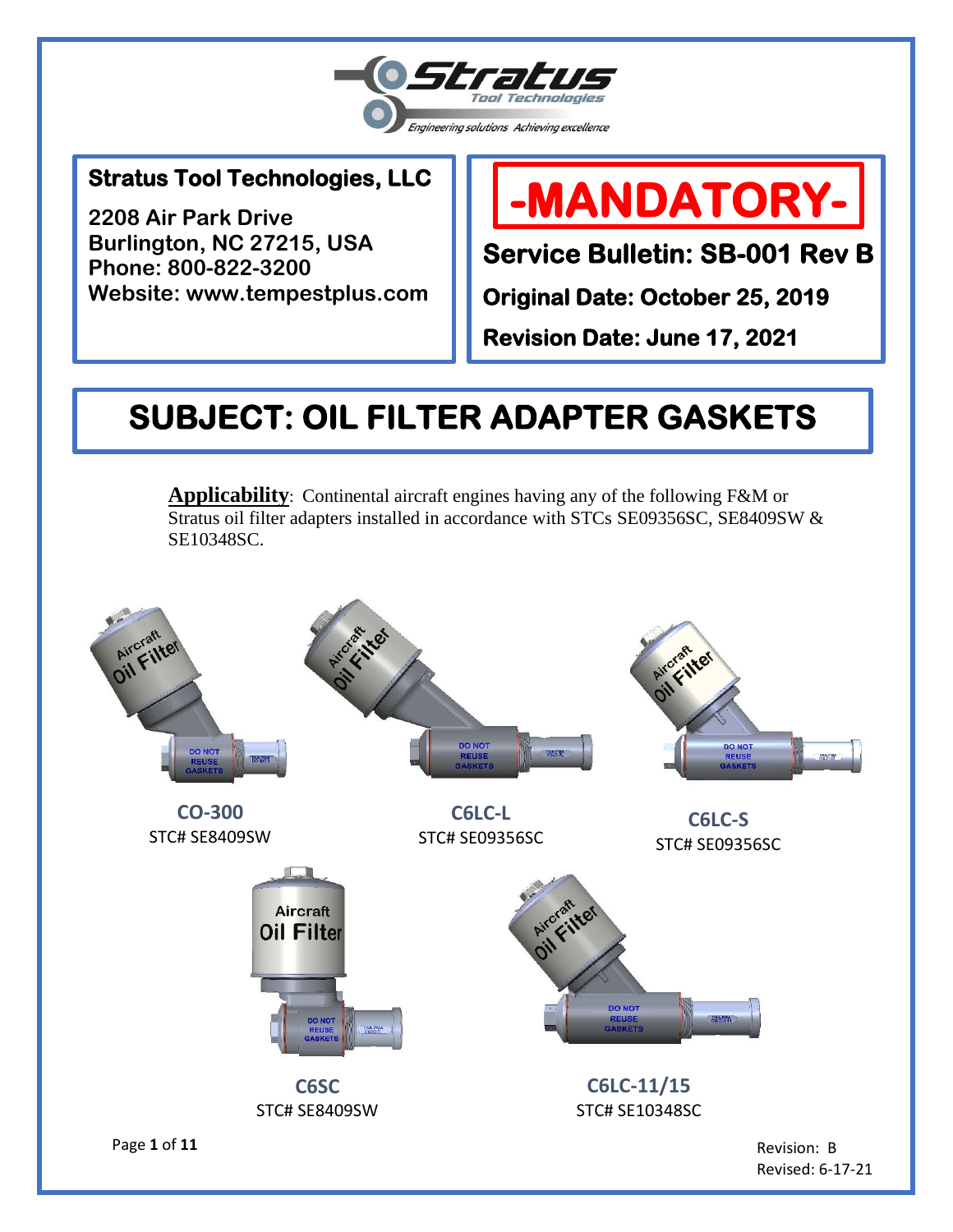Stratus Tool Technologies

*Engineering solutions Achieving excellence*

**Stratus Tool Technologies, LLC**

**2208 Air Park Drive**
**Burlington, NC 27215, USA**
**Phone: 800-822-3200**
**Website: www.tempestplus.com**

# -MANDATORY-

**Service Bulletin: SB-001 Rev B**

**Original Date: October 25, 2019**

**Revision Date: June 17, 2021**

# SUBJECT: OIL FILTER ADAPTER GASKETS

**Applicability**: Continental aircraft engines having any of the following F&M or Stratus oil filter adapters installed in accordance with STCs SE09356SC, SE8409SW & SE10348SC.

**CO-300**
STC# SE8409SW

**C6LC-L**
STC# SE09356SC

**C6LC-S**
STC# SE09356SC

**C6SC**
STC# SE8409SW

**C6LC-11/15**
STC# SE10348SC

Revision: B
Revised: 6-17-21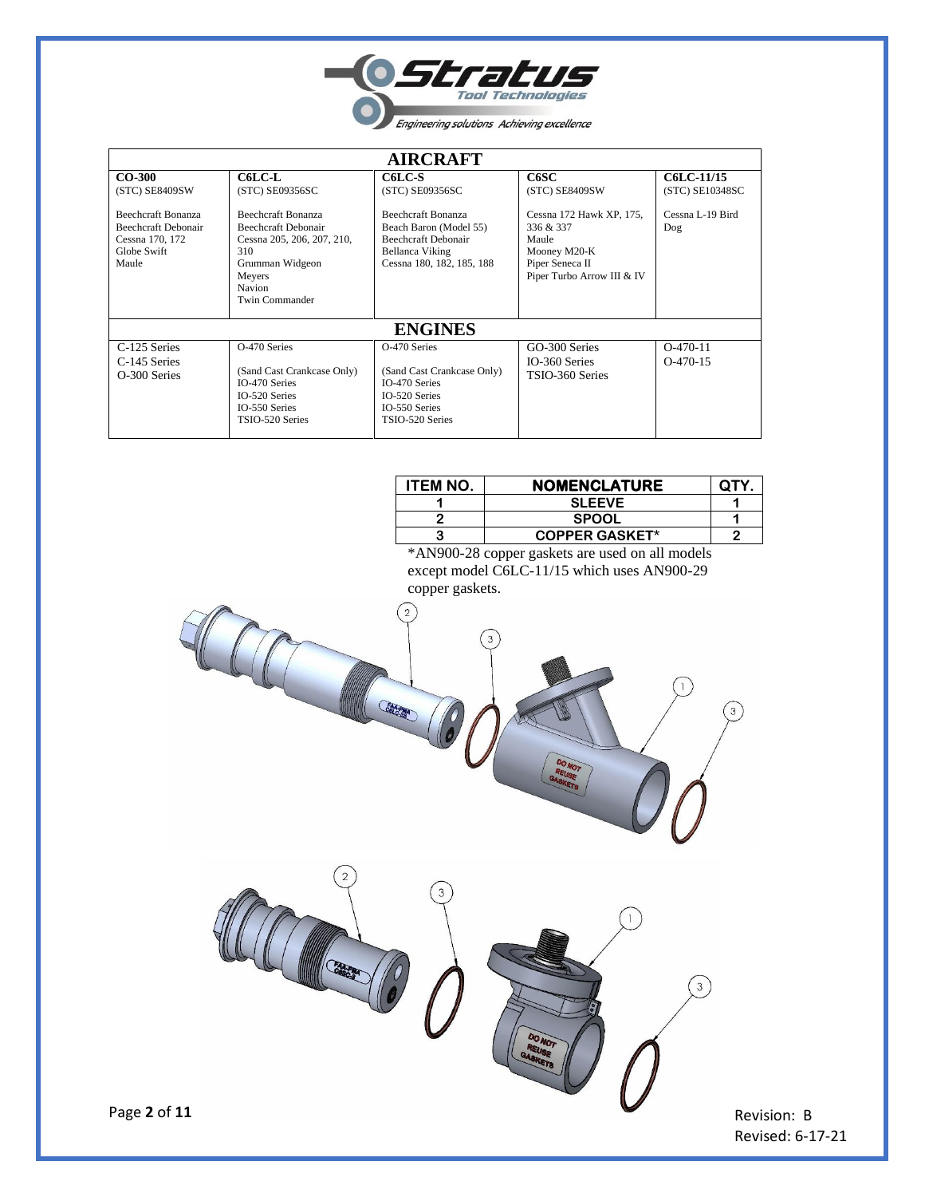## AIRCRAFT

| CO-300 | C6LC-L | C6LC-S | C6SC | C6LC-11/15 |
|---|---|---|---|---|
| (STC) SE8409SW | (STC) SE09356SC | (STC) SE09356SC | (STC) SE8409SW | (STC) SE10348SC |
| Beechcraft Bonanza<br>Beechcraft Debonair<br>Cessna 170, 172<br>Globe Swift<br>Maule | Beechcraft Bonanza<br>Beechcraft Debonair<br>Cessna 205, 206, 207, 210, 310<br>Grumman Widgeon<br>Meyers<br>Navion<br>Twin Commander | Beechcraft Bonanza<br>Beach Baron (Model 55)<br>Beechcraft Debonair<br>Bellanca Viking<br>Cessna 180, 182, 185, 188 | Cessna 172 Hawk XP, 175, 336 & 337<br>Maule<br>Mooney M20-K<br>Piper Seneca II<br>Piper Turbo Arrow III & IV | Cessna L-19 Bird Dog |

## ENGINES

| CO-300 | C6LC-L | C6LC-S | C6SC | C6LC-11/15 |
|---|---|---|---|---|
| C-125 Series<br>C-145 Series<br>O-300 Series | O-470 Series<br>(Sand Cast Crankcase Only)<br>IO-470 Series<br>IO-520 Series<br>IO-550 Series<br>TSIO-520 Series | O-470 Series<br>(Sand Cast Crankcase Only)<br>IO-470 Series<br>IO-520 Series<br>IO-550 Series<br>TSIO-520 Series | GO-300 Series<br>IO-360 Series<br>TSIO-360 Series | O-470-11<br>O-470-15 |

| ITEM NO. | NOMENCLATURE | QTY. |
|---|---|---|
| 1 | SLEEVE | 1 |
| 2 | SPOOL | 1 |
| 3 | COPPER GASKET* | 2 |

*AN900-28 copper gaskets are used on all models except model C6LC-11/15 which uses AN900-29 copper gaskets.

Revision: B
Revised: 6-17-21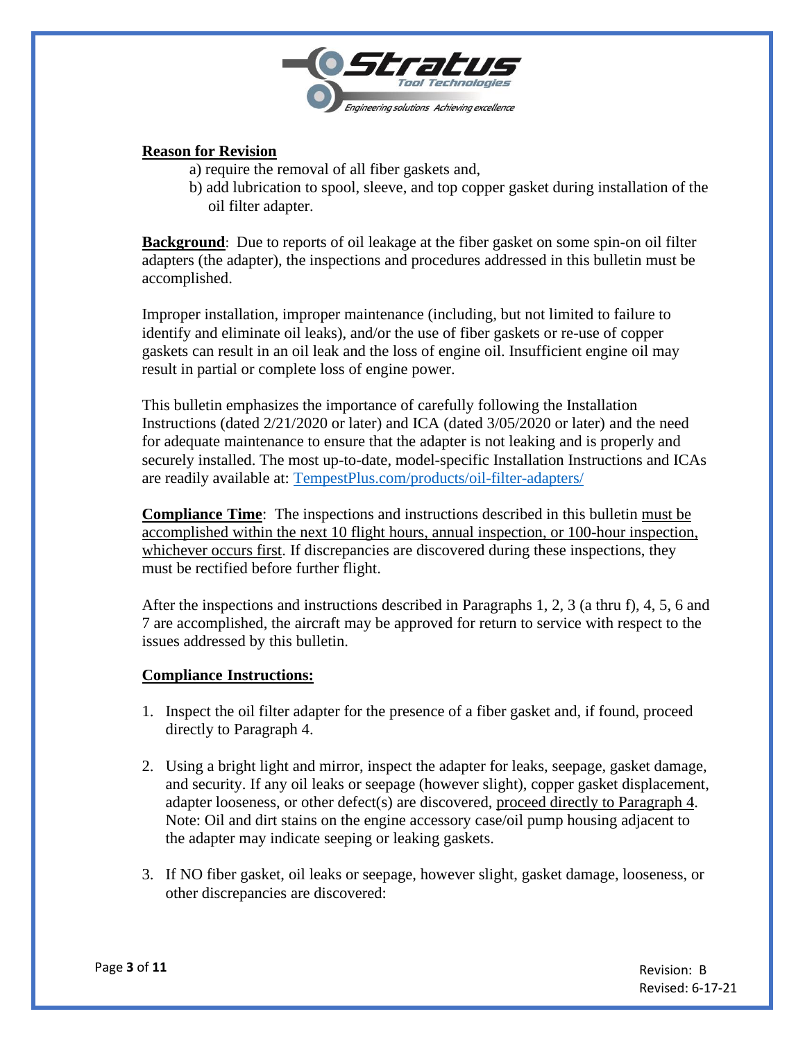**Reason for Revision**

a) require the removal of all fiber gaskets and,

b) add lubrication to spool, sleeve, and top copper gasket during installation of the oil filter adapter.

**Background**: Due to reports of oil leakage at the fiber gasket on some spin-on oil filter adapters (the adapter), the inspections and procedures addressed in this bulletin must be accomplished.

Improper installation, improper maintenance (including, but not limited to failure to identify and eliminate oil leaks), and/or the use of fiber gaskets or re-use of copper gaskets can result in an oil leak and the loss of engine oil. Insufficient engine oil may result in partial or complete loss of engine power.

This bulletin emphasizes the importance of carefully following the Installation Instructions (dated 2/21/2020 or later) and ICA (dated 3/05/2020 or later) and the need for adequate maintenance to ensure that the adapter is not leaking and is properly and securely installed. The most up-to-date, model-specific Installation Instructions and ICAs are readily available at: [TempestPlus.com/products/oil-filter-adapters/](TempestPlus.com/products/oil-filter-adapters/)

**Compliance Time**: The inspections and instructions described in this bulletin must be accomplished within the next 10 flight hours, annual inspection, or 100-hour inspection, whichever occurs first. If discrepancies are discovered during these inspections, they must be rectified before further flight.

After the inspections and instructions described in Paragraphs 1, 2, 3 (a thru f), 4, 5, 6 and 7 are accomplished, the aircraft may be approved for return to service with respect to the issues addressed by this bulletin.

**Compliance Instructions:**

1. Inspect the oil filter adapter for the presence of a fiber gasket and, if found, proceed directly to Paragraph 4.

2. Using a bright light and mirror, inspect the adapter for leaks, seepage, gasket damage, and security. If any oil leaks or seepage (however slight), copper gasket displacement, adapter looseness, or other defect(s) are discovered, proceed directly to Paragraph 4. Note: Oil and dirt stains on the engine accessory case/oil pump housing adjacent to the adapter may indicate seeping or leaking gaskets.

3. If NO fiber gasket, oil leaks or seepage, however slight, gasket damage, looseness, or other discrepancies are discovered: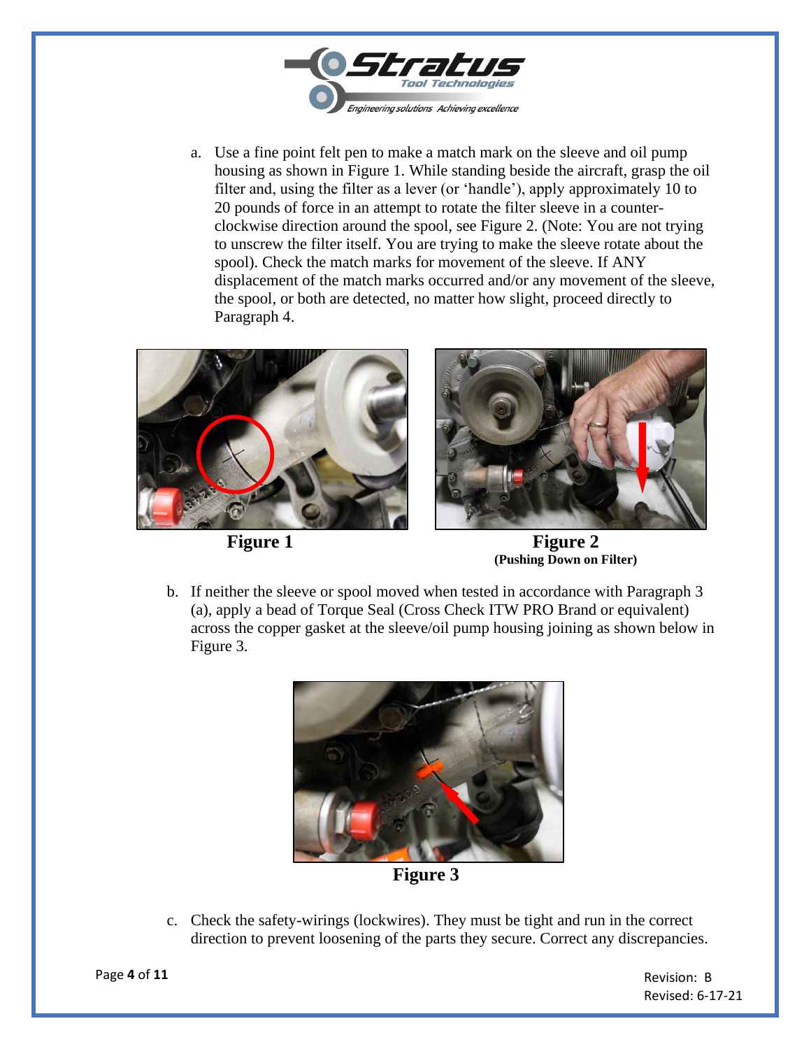a. Use a fine point felt pen to make a match mark on the sleeve and oil pump housing as shown in Figure 1. While standing beside the aircraft, grasp the oil filter and, using the filter as a lever (or 'handle'), apply approximately 10 to 20 pounds of force in an attempt to rotate the filter sleeve in a counter-clockwise direction around the spool, see Figure 2. (Note: You are not trying to unscrew the filter itself. You are trying to make the sleeve rotate about the spool). Check the match marks for movement of the sleeve. If ANY displacement of the match marks occurred and/or any movement of the sleeve, the spool, or both are detected, no matter how slight, proceed directly to Paragraph 4.

**Figure 1**

**Figure 2**
**(Pushing Down on Filter)**

b. If neither the sleeve or spool moved when tested in accordance with Paragraph 3 (a), apply a bead of Torque Seal (Cross Check ITW PRO Brand or equivalent) across the copper gasket at the sleeve/oil pump housing joining as shown below in Figure 3.

**Figure 3**

c. Check the safety-wirings (lockwires). They must be tight and run in the correct direction to prevent loosening of the parts they secure. Correct any discrepancies.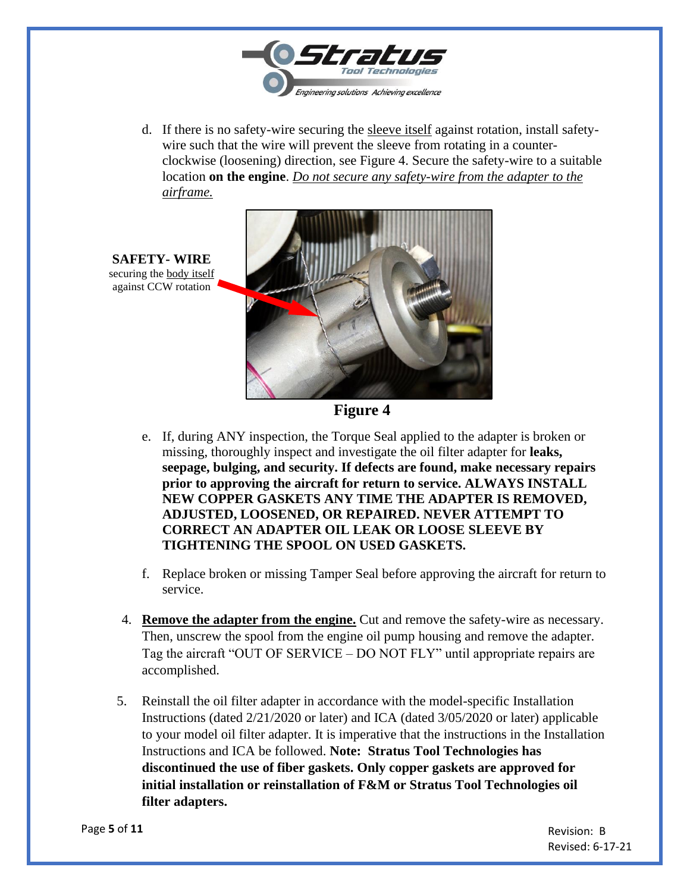d. If there is no safety-wire securing the <u>sleeve itself</u> against rotation, install safety-wire such that the wire will prevent the sleeve from rotating in a counter-clockwise (loosening) direction, see Figure 4. Secure the safety-wire to a suitable location **on the engine**. *<u>Do not secure any safety-wire from the adapter to the airframe.</u>*

**SAFETY- WIRE** securing the <u>body itself</u> against CCW rotation

**Figure 4**

e. If, during ANY inspection, the Torque Seal applied to the adapter is broken or missing, thoroughly inspect and investigate the oil filter adapter for **leaks, seepage, bulging, and security. If defects are found, make necessary repairs prior to approving the aircraft for return to service. ALWAYS INSTALL NEW COPPER GASKETS ANY TIME THE ADAPTER IS REMOVED, ADJUSTED, LOOSENED, OR REPAIRED. NEVER ATTEMPT TO CORRECT AN ADAPTER OIL LEAK OR LOOSE SLEEVE BY TIGHTENING THE SPOOL ON USED GASKETS.**

f. Replace broken or missing Tamper Seal before approving the aircraft for return to service.

4. **<u>Remove the adapter from the engine.</u>** Cut and remove the safety-wire as necessary. Then, unscrew the spool from the engine oil pump housing and remove the adapter. Tag the aircraft "OUT OF SERVICE – DO NOT FLY" until appropriate repairs are accomplished.

5. Reinstall the oil filter adapter in accordance with the model-specific Installation Instructions (dated 2/21/2020 or later) and ICA (dated 3/05/2020 or later) applicable to your model oil filter adapter. It is imperative that the instructions in the Installation Instructions and ICA be followed. **Note: Stratus Tool Technologies has discontinued the use of fiber gaskets. Only copper gaskets are approved for initial installation or reinstallation of F&M or Stratus Tool Technologies oil filter adapters.**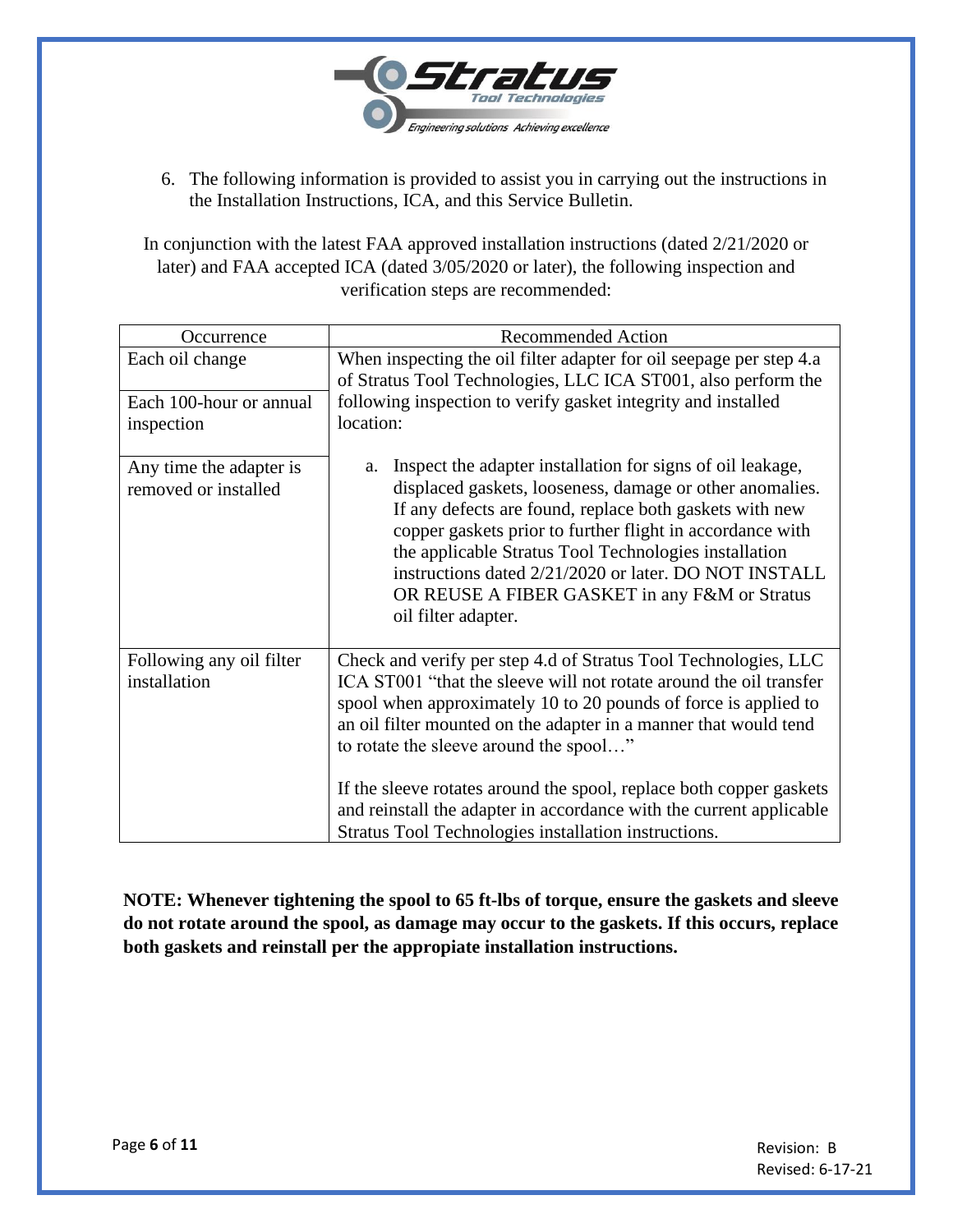6. The following information is provided to assist you in carrying out the instructions in the Installation Instructions, ICA, and this Service Bulletin.

In conjunction with the latest FAA approved installation instructions (dated 2/21/2020 or later) and FAA accepted ICA (dated 3/05/2020 or later), the following inspection and verification steps are recommended:

| Occurrence | Recommended Action |
|---|---|
| Each oil change<br><br>Each 100-hour or annual inspection<br><br>Any time the adapter is removed or installed | When inspecting the oil filter adapter for oil seepage per step 4.a of Stratus Tool Technologies, LLC ICA ST001, also perform the following inspection to verify gasket integrity and installed location:<br><br>a. Inspect the adapter installation for signs of oil leakage, displaced gaskets, looseness, damage or other anomalies. If any defects are found, replace both gaskets with new copper gaskets prior to further flight in accordance with the applicable Stratus Tool Technologies installation instructions dated 2/21/2020 or later. DO NOT INSTALL OR REUSE A FIBER GASKET in any F&M or Stratus oil filter adapter. |
| Following any oil filter installation | Check and verify per step 4.d of Stratus Tool Technologies, LLC ICA ST001 "that the sleeve will not rotate around the oil transfer spool when approximately 10 to 20 pounds of force is applied to an oil filter mounted on the adapter in a manner that would tend to rotate the sleeve around the spool…"<br><br>If the sleeve rotates around the spool, replace both copper gaskets and reinstall the adapter in accordance with the current applicable Stratus Tool Technologies installation instructions. |

**NOTE: Whenever tightening the spool to 65 ft-lbs of torque, ensure the gaskets and sleeve do not rotate around the spool, as damage may occur to the gaskets. If this occurs, replace both gaskets and reinstall per the appropiate installation instructions.**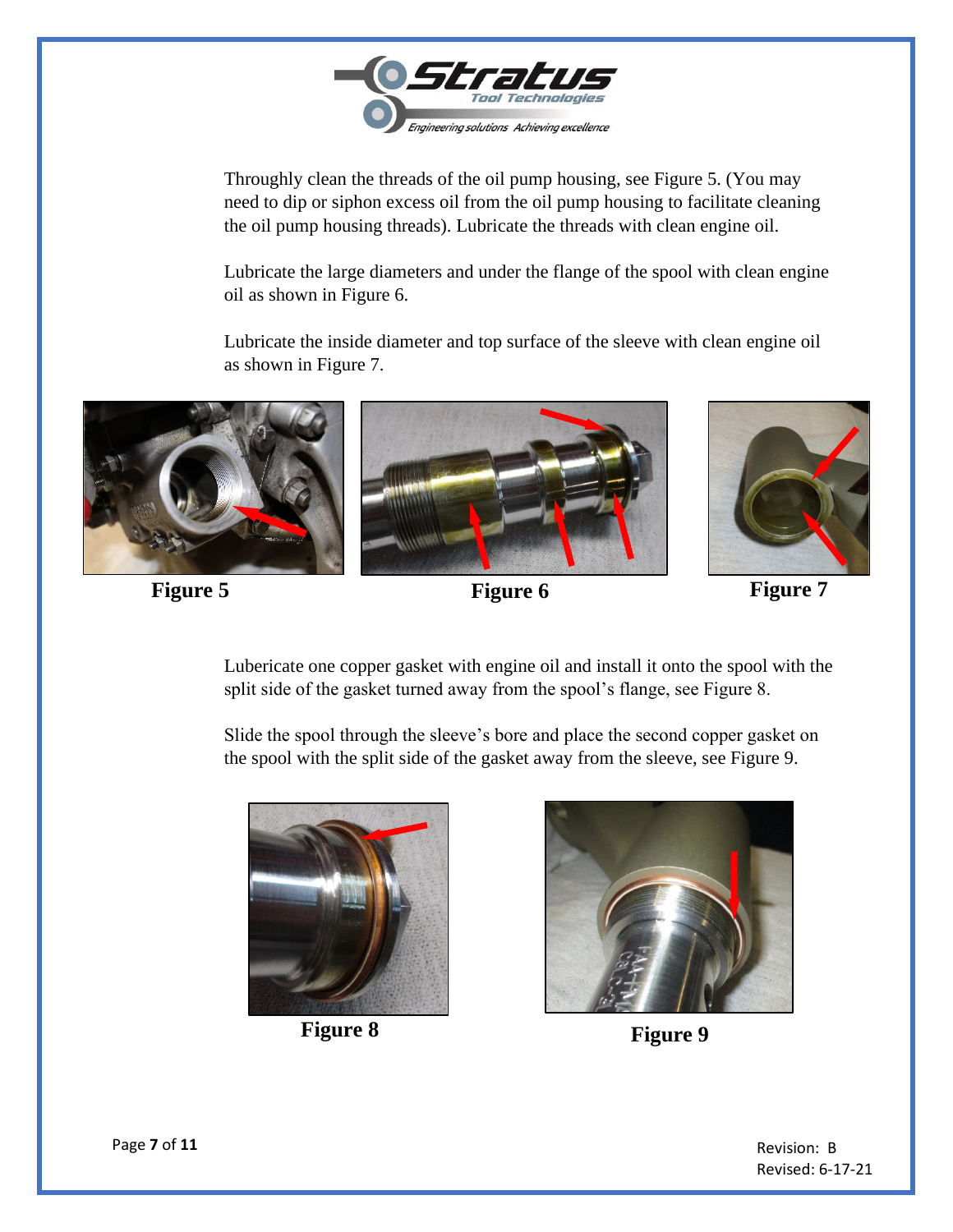Throughly clean the threads of the oil pump housing, see Figure 5. (You may need to dip or siphon excess oil from the oil pump housing to facilitate cleaning the oil pump housing threads). Lubricate the threads with clean engine oil.

Lubricate the large diameters and under the flange of the spool with clean engine oil as shown in Figure 6.

Lubricate the inside diameter and top surface of the sleeve with clean engine oil as shown in Figure 7.

**Figure 5**

**Figure 6**

**Figure 7**

Lubericate one copper gasket with engine oil and install it onto the spool with the split side of the gasket turned away from the spool's flange, see Figure 8.

Slide the spool through the sleeve's bore and place the second copper gasket on the spool with the split side of the gasket away from the sleeve, see Figure 9.

**Figure 8**

**Figure 9**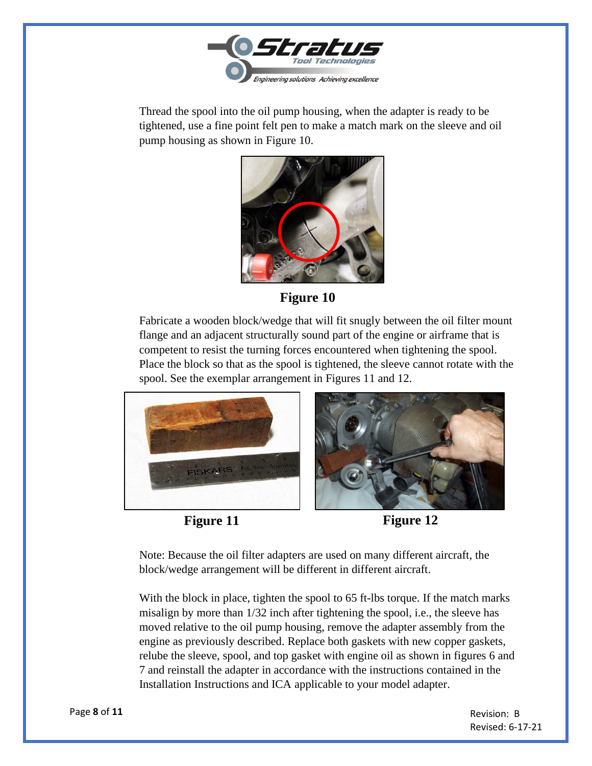Thread the spool into the oil pump housing, when the adapter is ready to be tightened, use a fine point felt pen to make a match mark on the sleeve and oil pump housing as shown in Figure 10.

**Figure 10**

Fabricate a wooden block/wedge that will fit snugly between the oil filter mount flange and an adjacent structurally sound part of the engine or airframe that is competent to resist the turning forces encountered when tightening the spool. Place the block so that as the spool is tightened, the sleeve cannot rotate with the spool. See the exemplar arrangement in Figures 11 and 12.

**Figure 11**

**Figure 12**

Note: Because the oil filter adapters are used on many different aircraft, the block/wedge arrangement will be different in different aircraft.

With the block in place, tighten the spool to 65 ft-lbs torque. If the match marks misalign by more than 1/32 inch after tightening the spool, i.e., the sleeve has moved relative to the oil pump housing, remove the adapter assembly from the engine as previously described. Replace both gaskets with new copper gaskets, relube the sleeve, spool, and top gasket with engine oil as shown in figures 6 and 7 and reinstall the adapter in accordance with the instructions contained in the Installation Instructions and ICA applicable to your model adapter.

Revision: B
Revised: 6-17-21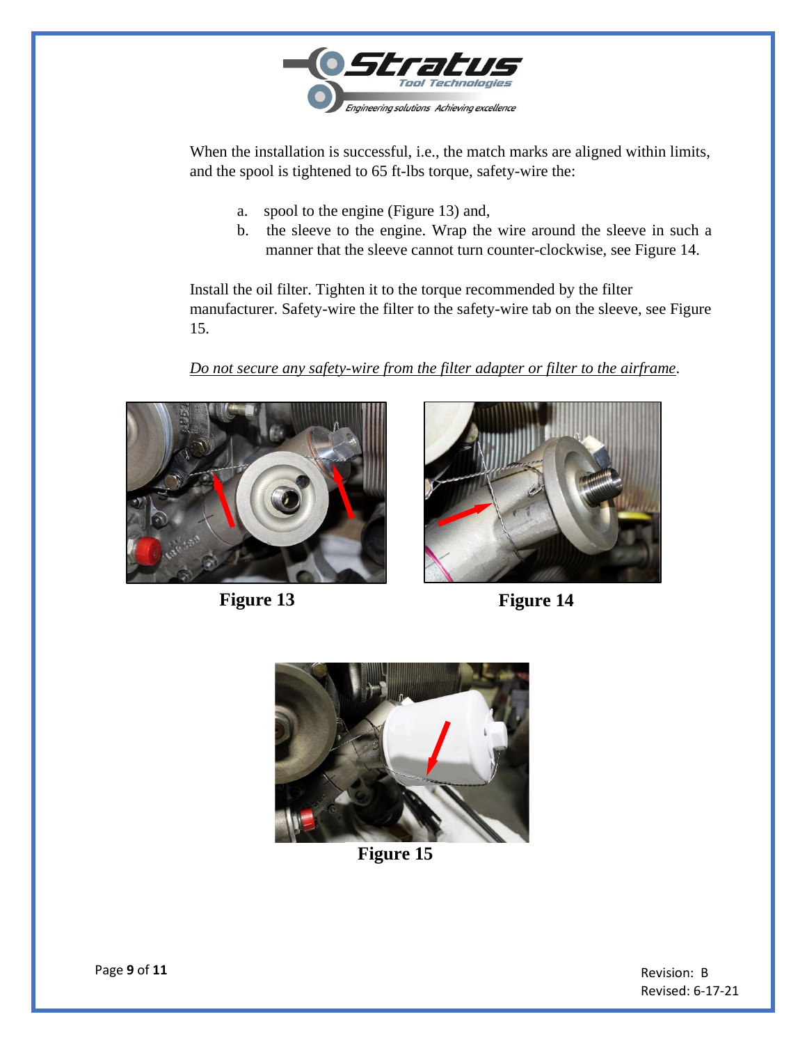When the installation is successful, i.e., the match marks are aligned within limits, and the spool is tightened to 65 ft-lbs torque, safety-wire the:

a. spool to the engine (Figure 13) and,
b. the sleeve to the engine. Wrap the wire around the sleeve in such a manner that the sleeve cannot turn counter-clockwise, see Figure 14.

Install the oil filter. Tighten it to the torque recommended by the filter manufacturer. Safety-wire the filter to the safety-wire tab on the sleeve, see Figure 15.

*Do not secure any safety-wire from the filter adapter or filter to the airframe*.

**Figure 13**

**Figure 14**

**Figure 15**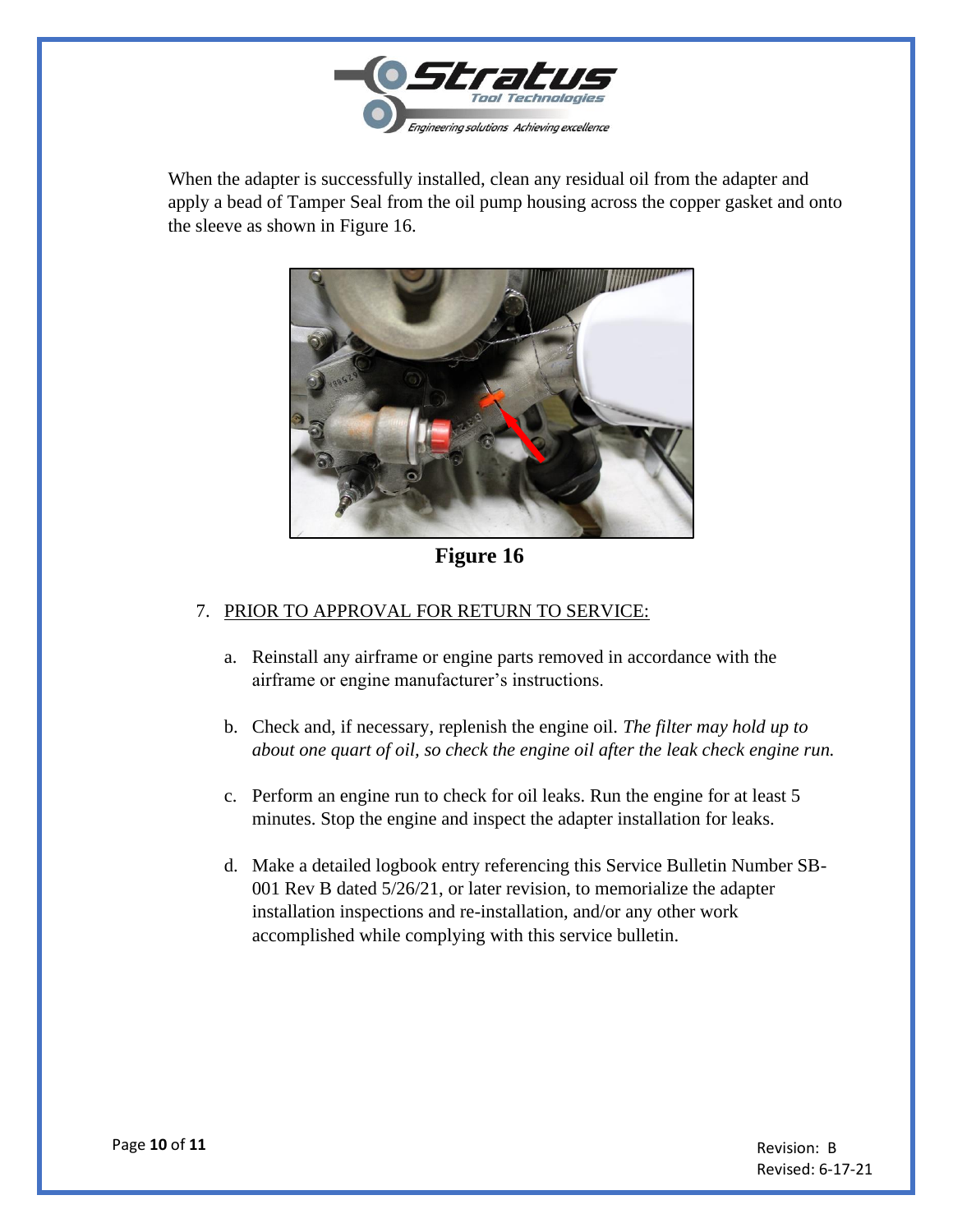When the adapter is successfully installed, clean any residual oil from the adapter and apply a bead of Tamper Seal from the oil pump housing across the copper gasket and onto the sleeve as shown in Figure 16.

**Figure 16**

7. PRIOR TO APPROVAL FOR RETURN TO SERVICE:

    a. Reinstall any airframe or engine parts removed in accordance with the airframe or engine manufacturer's instructions.

    b. Check and, if necessary, replenish the engine oil. *The filter may hold up to about one quart of oil, so check the engine oil after the leak check engine run.*

    c. Perform an engine run to check for oil leaks. Run the engine for at least 5 minutes. Stop the engine and inspect the adapter installation for leaks.

    d. Make a detailed logbook entry referencing this Service Bulletin Number SB-001 Rev B dated 5/26/21, or later revision, to memorialize the adapter installation inspections and re-installation, and/or any other work accomplished while complying with this service bulletin.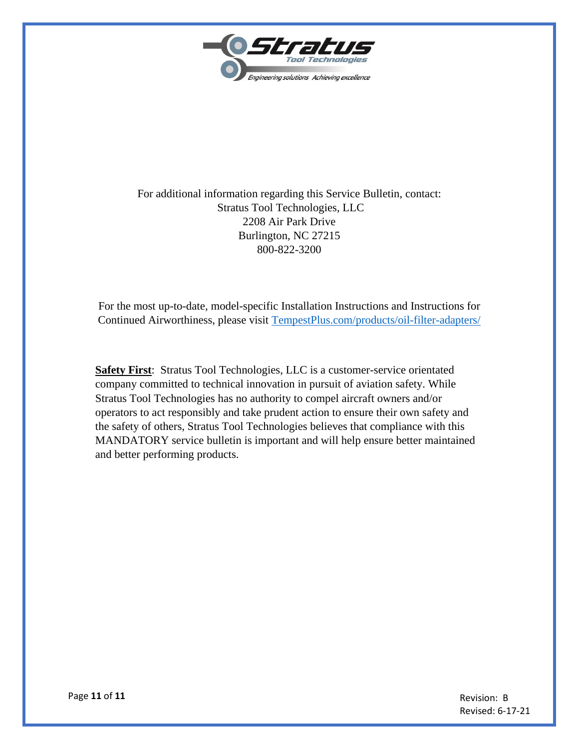For additional information regarding this Service Bulletin, contact:
Stratus Tool Technologies, LLC
2208 Air Park Drive
Burlington, NC 27215
800-822-3200

For the most up-to-date, model-specific Installation Instructions and Instructions for Continued Airworthiness, please visit TempestPlus.com/products/oil-filter-adapters/

**Safety First**: Stratus Tool Technologies, LLC is a customer-service orientated company committed to technical innovation in pursuit of aviation safety. While Stratus Tool Technologies has no authority to compel aircraft owners and/or operators to act responsibly and take prudent action to ensure their own safety and the safety of others, Stratus Tool Technologies believes that compliance with this MANDATORY service bulletin is important and will help ensure better maintained and better performing products.

Revision: B
Revised: 6-17-21